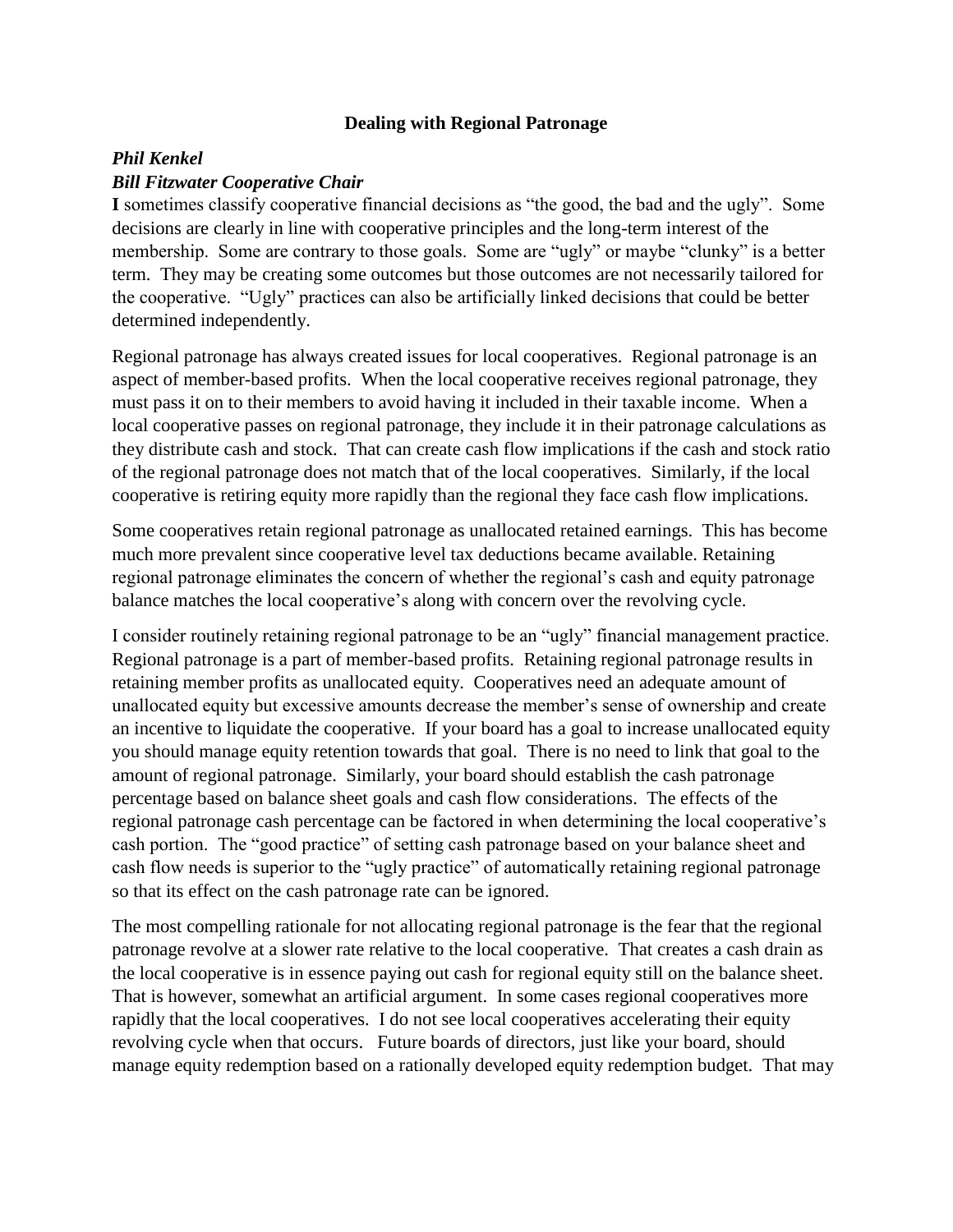**Dealing with Regional Patronage**

***Phil Kenkel***
***Bill Fitzwater Cooperative Chair***

**I** sometimes classify cooperative financial decisions as "the good, the bad and the ugly". Some decisions are clearly in line with cooperative principles and the long-term interest of the membership. Some are contrary to those goals. Some are "ugly" or maybe "clunky" is a better term. They may be creating some outcomes but those outcomes are not necessarily tailored for the cooperative. "Ugly" practices can also be artificially linked decisions that could be better determined independently.

Regional patronage has always created issues for local cooperatives. Regional patronage is an aspect of member-based profits. When the local cooperative receives regional patronage, they must pass it on to their members to avoid having it included in their taxable income. When a local cooperative passes on regional patronage, they include it in their patronage calculations as they distribute cash and stock. That can create cash flow implications if the cash and stock ratio of the regional patronage does not match that of the local cooperatives. Similarly, if the local cooperative is retiring equity more rapidly than the regional they face cash flow implications.

Some cooperatives retain regional patronage as unallocated retained earnings. This has become much more prevalent since cooperative level tax deductions became available. Retaining regional patronage eliminates the concern of whether the regional's cash and equity patronage balance matches the local cooperative's along with concern over the revolving cycle.

I consider routinely retaining regional patronage to be an "ugly" financial management practice. Regional patronage is a part of member-based profits. Retaining regional patronage results in retaining member profits as unallocated equity. Cooperatives need an adequate amount of unallocated equity but excessive amounts decrease the member's sense of ownership and create an incentive to liquidate the cooperative. If your board has a goal to increase unallocated equity you should manage equity retention towards that goal. There is no need to link that goal to the amount of regional patronage. Similarly, your board should establish the cash patronage percentage based on balance sheet goals and cash flow considerations. The effects of the regional patronage cash percentage can be factored in when determining the local cooperative's cash portion. The "good practice" of setting cash patronage based on your balance sheet and cash flow needs is superior to the "ugly practice" of automatically retaining regional patronage so that its effect on the cash patronage rate can be ignored.

The most compelling rationale for not allocating regional patronage is the fear that the regional patronage revolve at a slower rate relative to the local cooperative. That creates a cash drain as the local cooperative is in essence paying out cash for regional equity still on the balance sheet. That is however, somewhat an artificial argument. In some cases regional cooperatives more rapidly that the local cooperatives. I do not see local cooperatives accelerating their equity revolving cycle when that occurs. Future boards of directors, just like your board, should manage equity redemption based on a rationally developed equity redemption budget. That may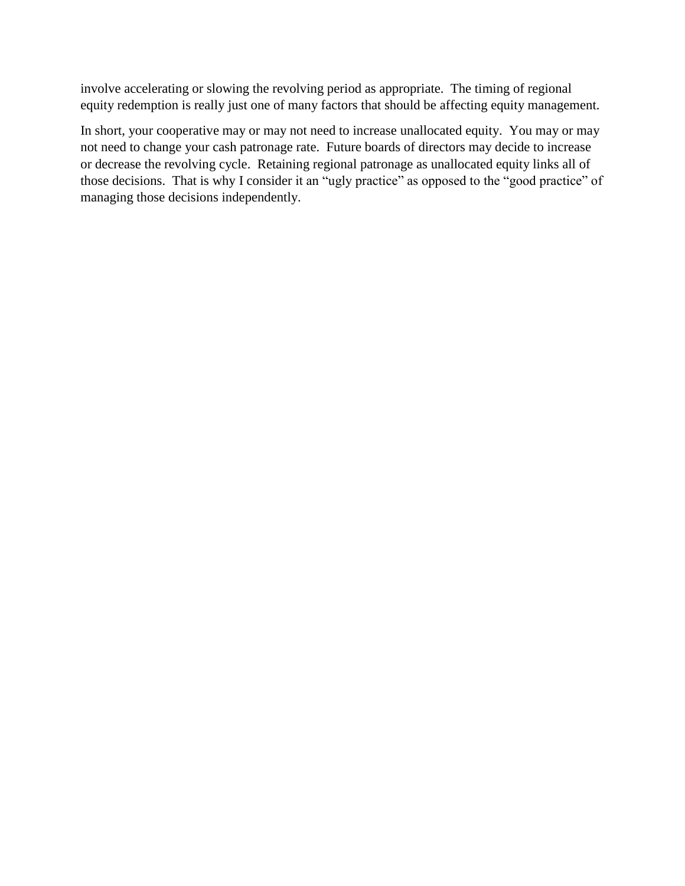involve accelerating or slowing the revolving period as appropriate. The timing of regional equity redemption is really just one of many factors that should be affecting equity management.

In short, your cooperative may or may not need to increase unallocated equity. You may or may not need to change your cash patronage rate. Future boards of directors may decide to increase or decrease the revolving cycle. Retaining regional patronage as unallocated equity links all of those decisions. That is why I consider it an "ugly practice" as opposed to the "good practice" of managing those decisions independently.